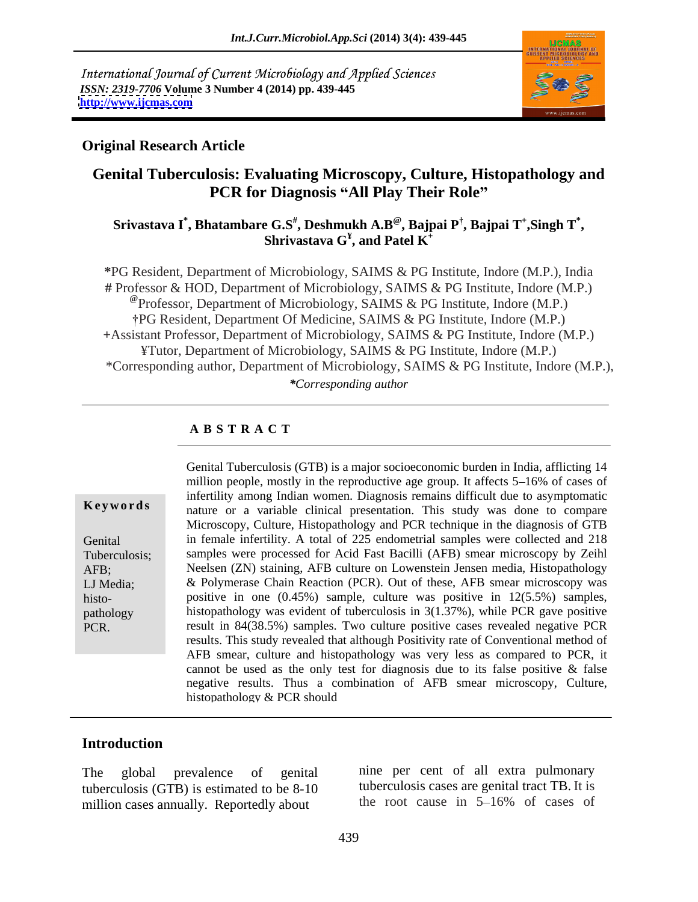International Journal of Current Microbiology and Applied Sciences
*ISSN: 2319-7706* **Volume 3 Number 4 (2014) pp. 439-445**
**http://www.ijcmas.com**

## Original Research Article

# Genital Tuberculosis: Evaluating Microscopy, Culture, Histopathology and PCR for Diagnosis "All Play Their Role"

**Srivastava I[*], Bhatambare G.S[#], Deshmukh A.B[@], Bajpai P[†], Bajpai T[+], Singh T[*], Shrivastava G[¥], and Patel K[+]**

*PG Resident, Department of Microbiology, SAIMS & PG Institute, Indore (M.P.), India
# Professor & HOD, Department of Microbiology, SAIMS & PG Institute, Indore (M.P.)
@Professor, Department of Microbiology, SAIMS & PG Institute, Indore (M.P.)
†PG Resident, Department Of Medicine, SAIMS & PG Institute, Indore (M.P.)
+Assistant Professor, Department of Microbiology, SAIMS & PG Institute, Indore (M.P.)
¥Tutor, Department of Microbiology, SAIMS & PG Institute, Indore (M.P.)
*Corresponding author, Department of Microbiology, SAIMS & PG Institute, Indore (M.P.),
**Corresponding author*

## ABSTRACT

**Keywords**

Genital Tuberculosis; AFB; LJ Media; histo-pathology PCR.

Genital Tuberculosis (GTB) is a major socioeconomic burden in India, afflicting 14 million people, mostly in the reproductive age group. It affects 5–16% of cases of infertility among Indian women. Diagnosis remains difficult due to asymptomatic nature or a variable clinical presentation. This study was done to compare Microscopy, Culture, Histopathology and PCR technique in the diagnosis of GTB in female infertility. A total of 225 endometrial samples were collected and 218 samples were processed for Acid Fast Bacilli (AFB) smear microscopy by Zeihl Neelsen (ZN) staining, AFB culture on Lowenstein Jensen media, Histopathology & Polymerase Chain Reaction (PCR). Out of these, AFB smear microscopy was positive in one (0.45%) sample, culture was positive in 12(5.5%) samples, histopathology was evident of tuberculosis in 3(1.37%), while PCR gave positive result in 84(38.5%) samples. Two culture positive cases revealed negative PCR results. This study revealed that although Positivity rate of Conventional method of AFB smear, culture and histopathology was very less as compared to PCR, it cannot be used as the only test for diagnosis due to its false positive & false negative results. Thus a combination of AFB smear microscopy, Culture, histopathology & PCR should

## Introduction

The global prevalence of genital tuberculosis (GTB) is estimated to be 8-10 million cases annually. Reportedly about nine per cent of all extra pulmonary tuberculosis cases are genital tract TB. It is the root cause in 5–16% of cases of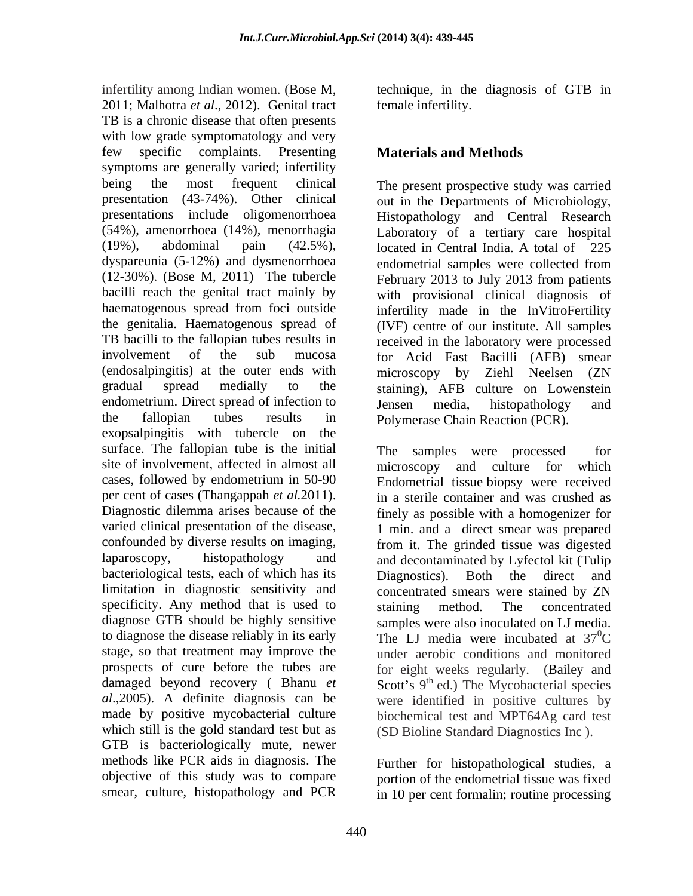infertility among Indian women. (Bose M, 2011; Malhotra *et al*., 2012). Genital tract TB is a chronic disease that often presents with low grade symptomatology and very few specific complaints. Presenting symptoms are generally varied; infertility being the most frequent clinical presentation (43-74%). Other clinical presentations include oligomenorrhoea (54%), amenorrhoea (14%), menorrhagia (19%), abdominal pain (42.5%), dyspareunia (5-12%) and dysmenorrhoea (12-30%). (Bose M, 2011) The tubercle bacilli reach the genital tract mainly by haematogenous spread from foci outside the genitalia. Haematogenous spread of TB bacilli to the fallopian tubes results in involvement of the sub mucosa (endosalpingitis) at the outer ends with gradual spread medially to the endometrium. Direct spread of infection to the fallopian tubes results in exopsalpingitis with tubercle on the surface. The fallopian tube is the initial site of involvement, affected in almost all cases, followed by endometrium in 50-90 per cent of cases (Thangappah *et al.*2011). Diagnostic dilemma arises because of the varied clinical presentation of the disease, confounded by diverse results on imaging, laparoscopy, histopathology and bacteriological tests, each of which has its limitation in diagnostic sensitivity and specificity. Any method that is used to diagnose GTB should be highly sensitive to diagnose the disease reliably in its early stage, so that treatment may improve the prospects of cure before the tubes are damaged beyond recovery ( Bhanu *et al*.,2005). A definite diagnosis can be made by positive mycobacterial culture which still is the gold standard test but as GTB is bacteriologically mute, newer methods like PCR aids in diagnosis. The objective of this study was to compare smear, culture, histopathology and PCR technique, in the diagnosis of GTB in female infertility.

## Materials and Methods

The present prospective study was carried out in the Departments of Microbiology, Histopathology and Central Research Laboratory of a tertiary care hospital located in Central India. A total of 225 endometrial samples were collected from February 2013 to July 2013 from patients with provisional clinical diagnosis of infertility made in the InVitroFertility (IVF) centre of our institute. All samples received in the laboratory were processed for Acid Fast Bacilli (AFB) smear microscopy by Ziehl Neelsen (ZN staining), AFB culture on Lowenstein Jensen media, histopathology and Polymerase Chain Reaction (PCR).

The samples were processed for microscopy and culture for which Endometrial tissue biopsy were received in a sterile container and was crushed as finely as possible with a homogenizer for 1 min. and a direct smear was prepared from it. The grinded tissue was digested and decontaminated by Lyfectol kit (Tulip Diagnostics). Both the direct and concentrated smears were stained by ZN staining method. The concentrated samples were also inoculated on LJ media. The LJ media were incubated at $37^{0}$C under aerobic conditions and monitored for eight weeks regularly. (Bailey and Scott's 9th ed.) The Mycobacterial species were identified in positive cultures by biochemical test and MPT64Ag card test (SD Bioline Standard Diagnostics Inc ).

Further for histopathological studies, a portion of the endometrial tissue was fixed in 10 per cent formalin; routine processing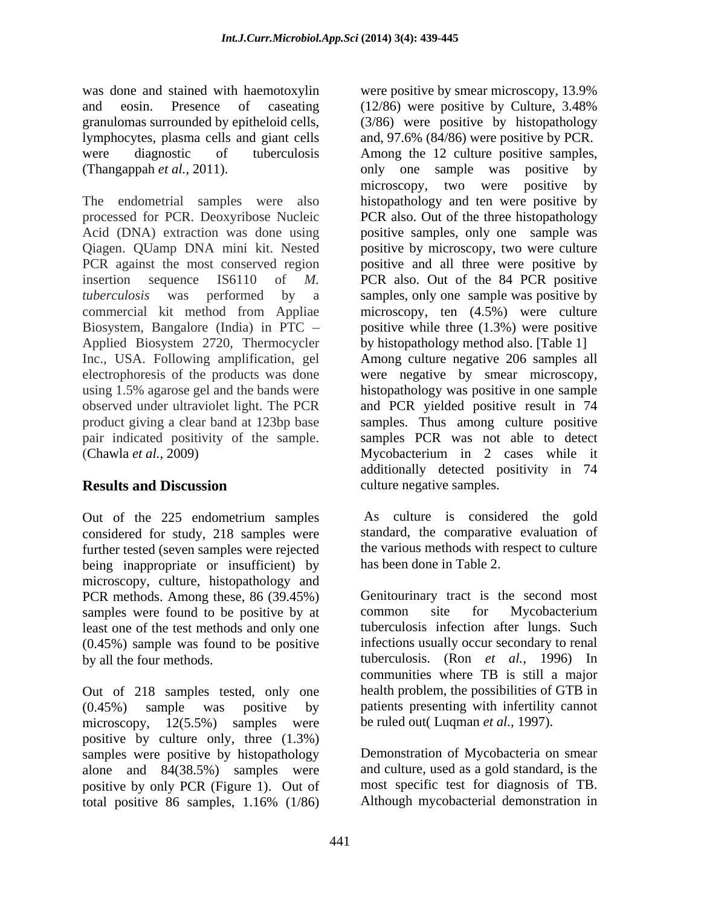was done and stained with haemotoxylin and eosin. Presence of caseating granulomas surrounded by epitheloid cells, lymphocytes, plasma cells and giant cells were diagnostic of tuberculosis (Thangappah *et al.,* 2011).

The endometrial samples were also processed for PCR. Deoxyribose Nucleic Acid (DNA) extraction was done using Qiagen. QUamp DNA mini kit. Nested PCR against the most conserved region insertion sequence IS6110 of *M. tuberculosis* was performed by a commercial kit method from Appliae Biosystem, Bangalore (India) in PTC – Applied Biosystem 2720, Thermocycler Inc., USA. Following amplification, gel electrophoresis of the products was done using 1.5% agarose gel and the bands were observed under ultraviolet light. The PCR product giving a clear band at 123bp base pair indicated positivity of the sample. (Chawla *et al.,* 2009)

## Results and Discussion

Out of the 225 endometrium samples considered for study, 218 samples were further tested (seven samples were rejected being inappropriate or insufficient) by microscopy, culture, histopathology and PCR methods. Among these, 86 (39.45%) samples were found to be positive by at least one of the test methods and only one (0.45%) sample was found to be positive by all the four methods.

Out of 218 samples tested, only one (0.45%) sample was positive by microscopy, 12(5.5%) samples were positive by culture only, three (1.3%) samples were positive by histopathology alone and 84(38.5%) samples were positive by only PCR (Figure 1). Out of total positive 86 samples, 1.16% (1/86) were positive by smear microscopy, 13.9% (12/86) were positive by Culture, 3.48% (3/86) were positive by histopathology and, 97.6% (84/86) were positive by PCR. Among the 12 culture positive samples, only one sample was positive by microscopy, two were positive by histopathology and ten were positive by PCR also. Out of the three histopathology positive samples, only one sample was positive by microscopy, two were culture positive and all three were positive by PCR also. Out of the 84 PCR positive samples, only one sample was positive by microscopy, ten (4.5%) were culture positive while three (1.3%) were positive by histopathology method also. [Table 1] Among culture negative 206 samples all were negative by smear microscopy, histopathology was positive in one sample and PCR yielded positive result in 74 samples. Thus among culture positive samples PCR was not able to detect Mycobacterium in 2 cases while it additionally detected positivity in 74 culture negative samples.

As culture is considered the gold standard, the comparative evaluation of the various methods with respect to culture has been done in Table 2.

Genitourinary tract is the second most common site for Mycobacterium tuberculosis infection after lungs. Such infections usually occur secondary to renal tuberculosis. (Ron *et al.,* 1996) In communities where TB is still a major health problem, the possibilities of GTB in patients presenting with infertility cannot be ruled out( Luqman *et al.,* 1997).

Demonstration of Mycobacteria on smear and culture, used as a gold standard, is the most specific test for diagnosis of TB. Although mycobacterial demonstration in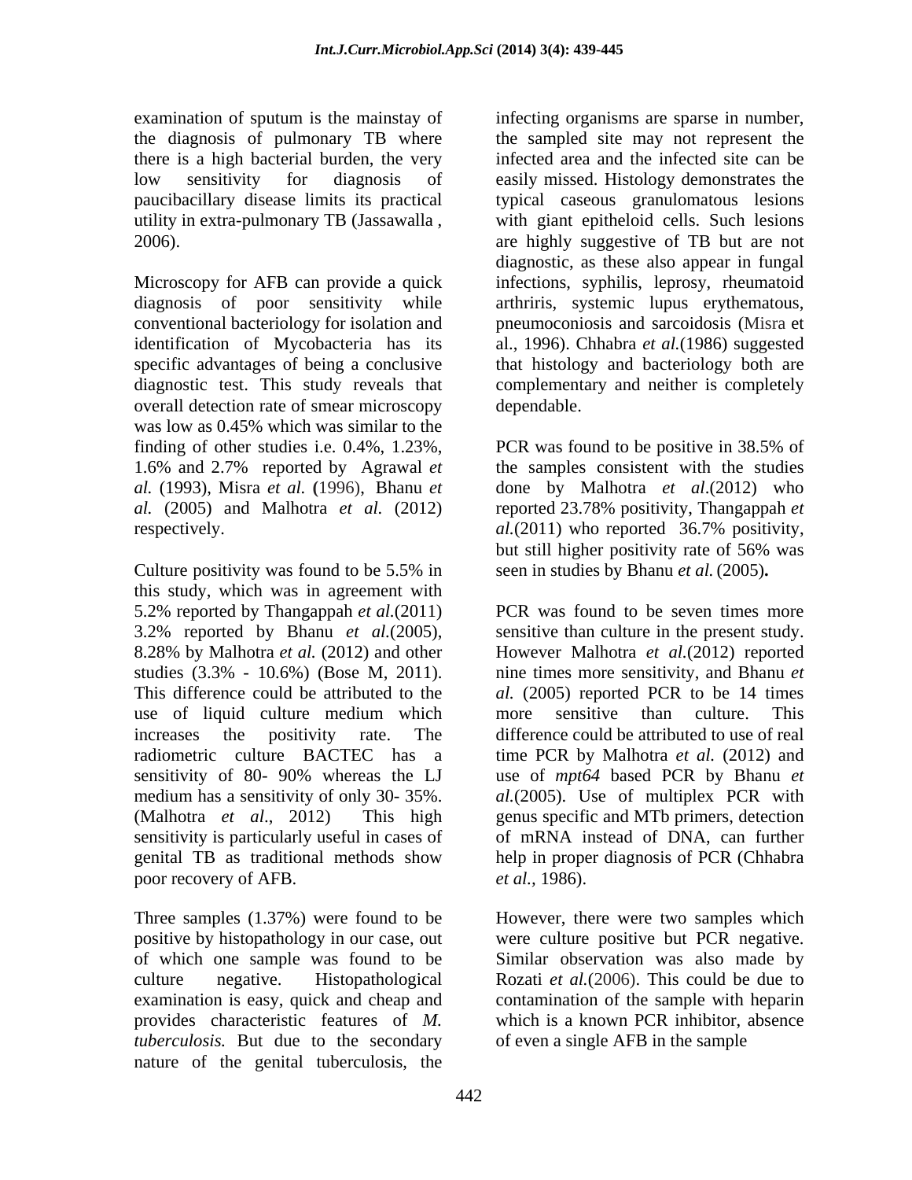examination of sputum is the mainstay of the diagnosis of pulmonary TB where there is a high bacterial burden, the very low sensitivity for diagnosis of paucibacillary disease limits its practical utility in extra-pulmonary TB (Jassawalla , 2006).

Microscopy for AFB can provide a quick diagnosis of poor sensitivity while conventional bacteriology for isolation and identification of Mycobacteria has its specific advantages of being a conclusive diagnostic test. This study reveals that overall detection rate of smear microscopy was low as 0.45% which was similar to the finding of other studies i.e. 0.4%, 1.23%, 1.6% and 2.7% reported by Agrawal *et al.* (1993), Misra *et al.* **(**1996), Bhanu *et al.* (2005) and Malhotra *et al*. (2012) respectively.

Culture positivity was found to be 5.5% in this study, which was in agreement with 5.2% reported by Thangappah *et al*.(2011) 3.2% reported by Bhanu *et al.*(2005), 8.28% by Malhotra *et al.* (2012) and other studies (3.3% - 10.6%) (Bose M, 2011). This difference could be attributed to the use of liquid culture medium which increases the positivity rate. The radiometric culture BACTEC has a sensitivity of 80- 90% whereas the LJ medium has a sensitivity of only 30- 35%. (Malhotra *et al*., 2012) This high sensitivity is particularly useful in cases of genital TB as traditional methods show poor recovery of AFB.

Three samples (1.37%) were found to be positive by histopathology in our case, out of which one sample was found to be culture negative. Histopathological examination is easy, quick and cheap and provides characteristic features of *M. tuberculosis.* But due to the secondary nature of the genital tuberculosis, the infecting organisms are sparse in number, the sampled site may not represent the infected area and the infected site can be easily missed. Histology demonstrates the typical caseous granulomatous lesions with giant epitheloid cells. Such lesions are highly suggestive of TB but are not diagnostic, as these also appear in fungal infections, syphilis, leprosy, rheumatoid arthriris, systemic lupus erythematous, pneumoconiosis and sarcoidosis (Misra et al., 1996). Chhabra *et al.*(1986) suggested that histology and bacteriology both are complementary and neither is completely dependable.

PCR was found to be positive in 38.5% of the samples consistent with the studies done by Malhotra *et al*.(2012) who reported 23.78% positivity, Thangappah *et al.*(2011) who reported 36.7% positivity, but still higher positivity rate of 56% was seen in studies by Bhanu *et al.* (2005)**.**

PCR was found to be seven times more sensitive than culture in the present study. However Malhotra *et al*.(2012) reported nine times more sensitivity, and Bhanu *et al.* (2005) reported PCR to be 14 times more sensitive than culture. This difference could be attributed to use of real time PCR by Malhotra *et al.* (2012) and use of *mpt64* based PCR by Bhanu *et al.*(2005). Use of multiplex PCR with genus specific and MTb primers, detection of mRNA instead of DNA, can further help in proper diagnosis of PCR (Chhabra *et al.,* 1986).

However, there were two samples which were culture positive but PCR negative. Similar observation was also made by Rozati *et al.*(2006). This could be due to contamination of the sample with heparin which is a known PCR inhibitor, absence of even a single AFB in the sample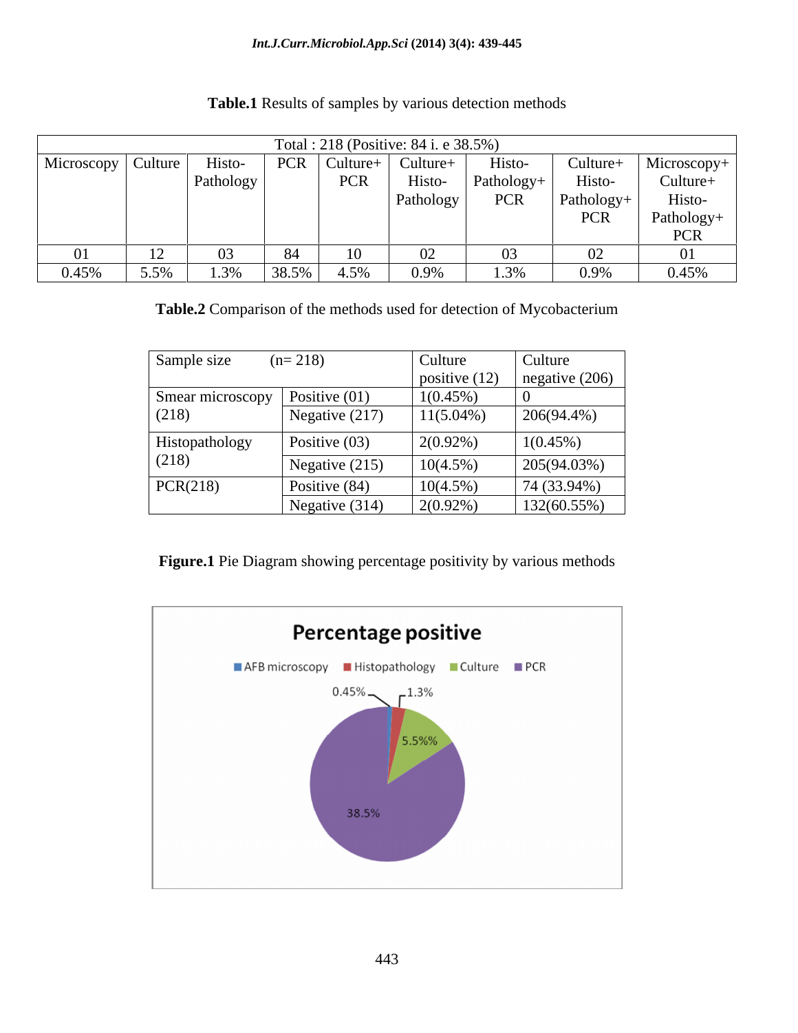**Table.1** Results of samples by various detection methods

| Total : 218 (Positive: 84 i. e 38.5%) | | | | | | | | |
|---|---|---|---|---|---|---|---|---|
| Microscopy | Culture | Histo-Pathology | PCR | Culture+ PCR | Culture+ Histo-Pathology | Histo-Pathology+ PCR | Culture+ Histo-Pathology+ PCR | Microscopy+ Culture+ Histo-Pathology+ PCR |
| 01 | 12 | 03 | 84 | 10 | 02 | 03 | 02 | 01 |
| 0.45% | 5.5% | 1.3% | 38.5% | 4.5% | 0.9% | 1.3% | 0.9% | 0.45% |

**Table.2** Comparison of the methods used for detection of Mycobacterium

| Sample size (n= 218) | | Culture positive (12) | Culture negative (206) |
|---|---|---|---|
| Smear microscopy (218) | Positive (01) | 1(0.45%) | 0 |
| | Negative (217) | 11(5.04%) | 206(94.4%) |
| Histopathology (218) | Positive (03) | 2(0.92%) | 1(0.45%) |
| | Negative (215) | 10(4.5%) | 205(94.03%) |
| PCR(218) | Positive (84) | 10(4.5%) | 74 (33.94%) |
| | Negative (314) | 2(0.92%) | 132(60.55%) |

**Figure.1** Pie Diagram showing percentage positivity by various methods

Percentage positive

AFB microscopy 0.45%, Histopathology 1.3%, Culture 5.5%%, PCR 38.5%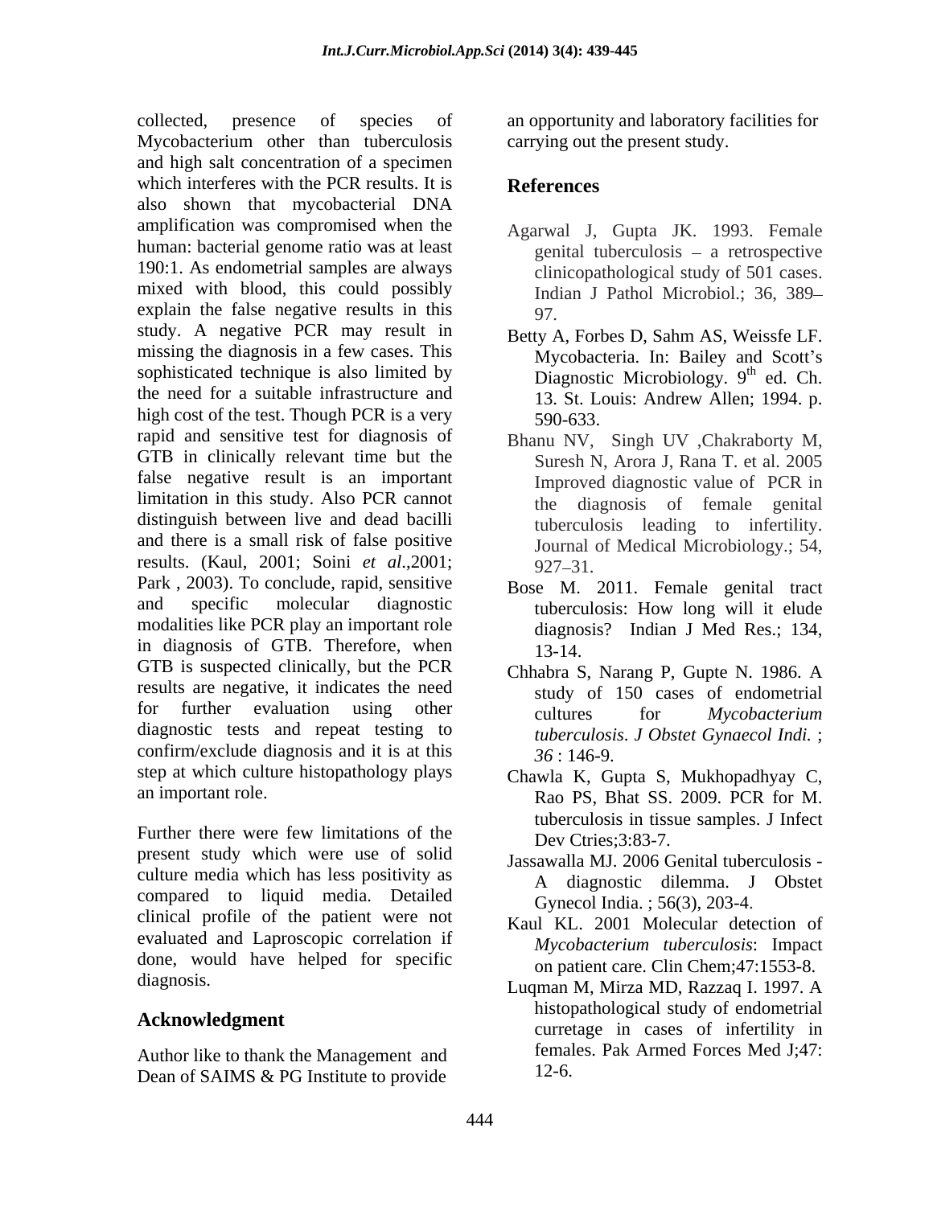collected, presence of species of Mycobacterium other than tuberculosis and high salt concentration of a specimen which interferes with the PCR results. It is also shown that mycobacterial DNA amplification was compromised when the human: bacterial genome ratio was at least 190:1. As endometrial samples are always mixed with blood, this could possibly explain the false negative results in this study. A negative PCR may result in missing the diagnosis in a few cases. This sophisticated technique is also limited by the need for a suitable infrastructure and high cost of the test. Though PCR is a very rapid and sensitive test for diagnosis of GTB in clinically relevant time but the false negative result is an important limitation in this study. Also PCR cannot distinguish between live and dead bacilli and there is a small risk of false positive results. (Kaul, 2001; Soini *et al*.,2001; Park , 2003). To conclude, rapid, sensitive and specific molecular diagnostic modalities like PCR play an important role in diagnosis of GTB. Therefore, when GTB is suspected clinically, but the PCR results are negative, it indicates the need for further evaluation using other diagnostic tests and repeat testing to confirm/exclude diagnosis and it is at this step at which culture histopathology plays an important role.

Further there were few limitations of the present study which were use of solid culture media which has less positivity as compared to liquid media. Detailed clinical profile of the patient were not evaluated and Laproscopic correlation if done, would have helped for specific diagnosis.

## Acknowledgment

Author like to thank the Management and Dean of SAIMS & PG Institute to provide an opportunity and laboratory facilities for carrying out the present study.

## References

Agarwal J, Gupta JK. 1993. Female genital tuberculosis – a retrospective clinicopathological study of 501 cases. Indian J Pathol Microbiol.; 36, 389–97.

Betty A, Forbes D, Sahm AS, Weissfe LF. Mycobacteria. In: Bailey and Scott's Diagnostic Microbiology. 9th ed. Ch. 13. St. Louis: Andrew Allen; 1994. p. 590-633.

Bhanu NV, Singh UV ,Chakraborty M, Suresh N, Arora J, Rana T. et al. 2005 Improved diagnostic value of PCR in the diagnosis of female genital tuberculosis leading to infertility. Journal of Medical Microbiology.; 54, 927–31.

Bose M. 2011. Female genital tract tuberculosis: How long will it elude diagnosis? Indian J Med Res.; 134, 13-14.

Chhabra S, Narang P, Gupte N. 1986. A study of 150 cases of endometrial cultures for *Mycobacterium tuberculosis*. *J Obstet Gynaecol Indi.* ; *36* : 146-9.

Chawla K, Gupta S, Mukhopadhyay C, Rao PS, Bhat SS. 2009. PCR for M. tuberculosis in tissue samples. J Infect Dev Ctries;3:83-7.

Jassawalla MJ. 2006 Genital tuberculosis - A diagnostic dilemma. J Obstet Gynecol India. ; 56(3), 203-4.

Kaul KL. 2001 Molecular detection of *Mycobacterium tuberculosis*: Impact on patient care. Clin Chem;47:1553-8.

Luqman M, Mirza MD, Razzaq I. 1997. A histopathological study of endometrial curretage in cases of infertility in females. Pak Armed Forces Med J;47: 12-6.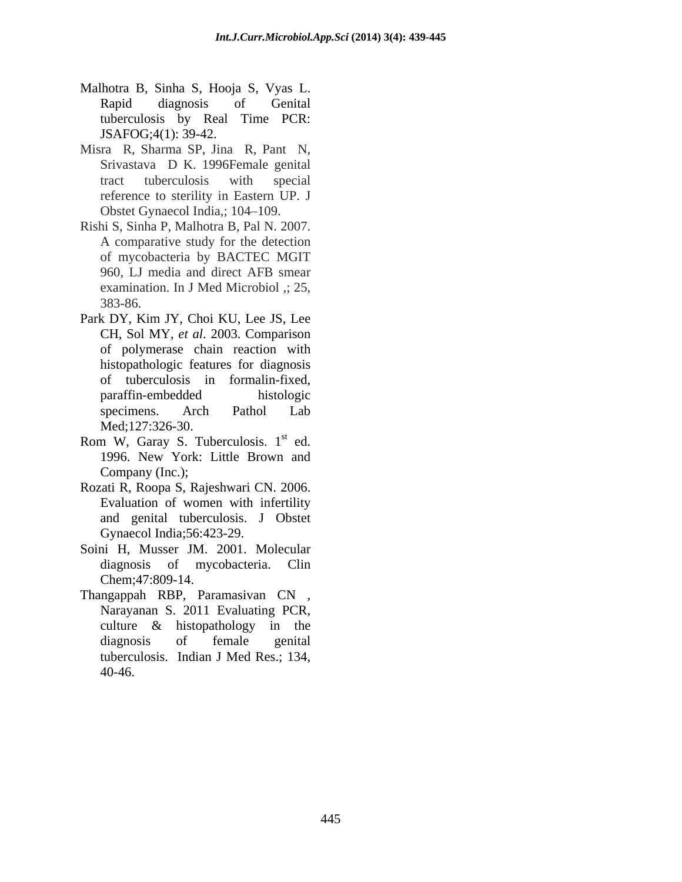Malhotra B, Sinha S, Hooja S, Vyas L. Rapid diagnosis of Genital tuberculosis by Real Time PCR: JSAFOG;4(1): 39-42.

Misra R, Sharma SP, Jina R, Pant N, Srivastava D K. 1996Female genital tract tuberculosis with special reference to sterility in Eastern UP. J Obstet Gynaecol India,; 104–109.

Rishi S, Sinha P, Malhotra B, Pal N. 2007. A comparative study for the detection of mycobacteria by BACTEC MGIT 960, LJ media and direct AFB smear examination. In J Med Microbiol ,; 25, 383-86.

Park DY, Kim JY, Choi KU, Lee JS, Lee CH, Sol MY, *et al*. 2003. Comparison of polymerase chain reaction with histopathologic features for diagnosis of tuberculosis in formalin-fixed, paraffin-embedded histologic specimens. Arch Pathol Lab Med;127:326-30.

Rom W, Garay S. Tuberculosis. 1st ed. 1996. New York: Little Brown and Company (Inc.);

Rozati R, Roopa S, Rajeshwari CN. 2006. Evaluation of women with infertility and genital tuberculosis. J Obstet Gynaecol India;56:423-29.

Soini H, Musser JM. 2001. Molecular diagnosis of mycobacteria. Clin Chem;47:809-14.

Thangappah RBP, Paramasivan CN , Narayanan S. 2011 Evaluating PCR, culture & histopathology in the diagnosis of female genital tuberculosis. Indian J Med Res.; 134, 40-46.